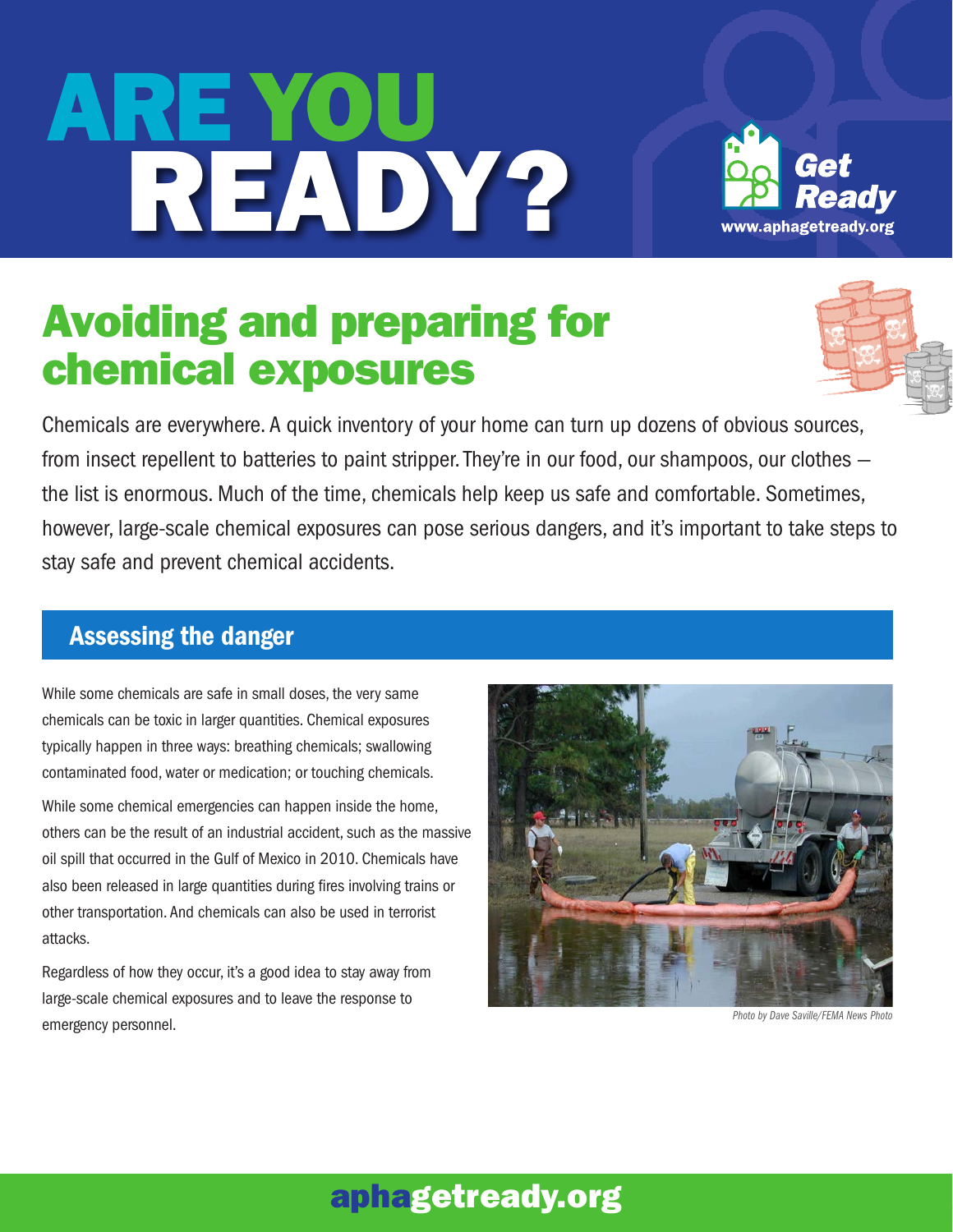# ARE YOU READY?

Get Ready
www.aphagetready.org

## Avoiding and preparing for chemical exposures

Chemicals are everywhere. A quick inventory of your home can turn up dozens of obvious sources, from insect repellent to batteries to paint stripper. They're in our food, our shampoos, our clothes — the list is enormous. Much of the time, chemicals help keep us safe and comfortable. Sometimes, however, large-scale chemical exposures can pose serious dangers, and it's important to take steps to stay safe and prevent chemical accidents.

### Assessing the danger

While some chemicals are safe in small doses, the very same chemicals can be toxic in larger quantities. Chemical exposures typically happen in three ways: breathing chemicals; swallowing contaminated food, water or medication; or touching chemicals.

While some chemical emergencies can happen inside the home, others can be the result of an industrial accident, such as the massive oil spill that occurred in the Gulf of Mexico in 2010. Chemicals have also been released in large quantities during fires involving trains or other transportation. And chemicals can also be used in terrorist attacks.

Regardless of how they occur, it's a good idea to stay away from large-scale chemical exposures and to leave the response to emergency personnel.

*Photo by Dave Saville/FEMA News Photo*

aphagetready.org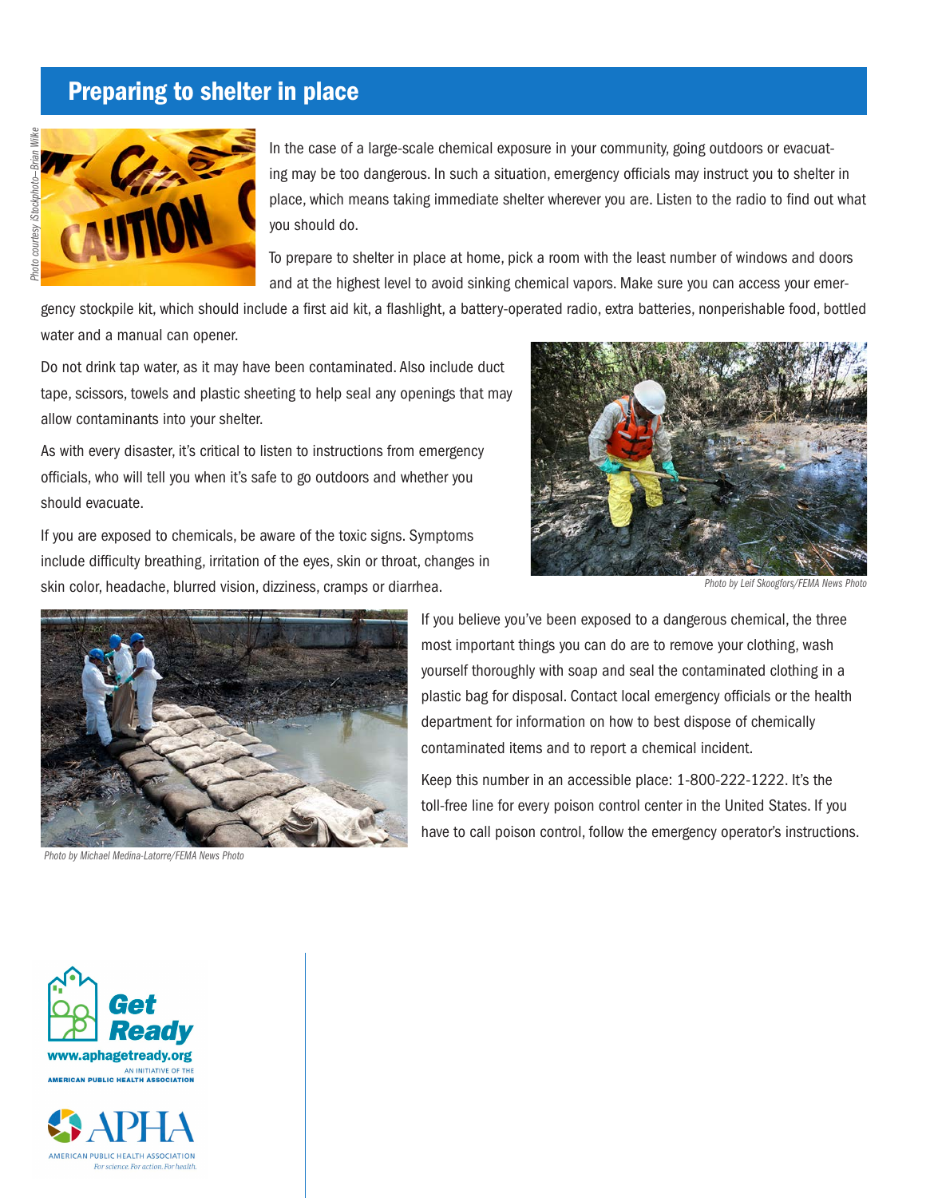## Preparing to shelter in place

Photo courtesy iStockphoto—Brian Wilke

In the case of a large-scale chemical exposure in your community, going outdoors or evacuating may be too dangerous. In such a situation, emergency officials may instruct you to shelter in place, which means taking immediate shelter wherever you are. Listen to the radio to find out what you should do.

To prepare to shelter in place at home, pick a room with the least number of windows and doors and at the highest level to avoid sinking chemical vapors. Make sure you can access your emergency stockpile kit, which should include a first aid kit, a flashlight, a battery-operated radio, extra batteries, nonperishable food, bottled water and a manual can opener.

Do not drink tap water, as it may have been contaminated. Also include duct tape, scissors, towels and plastic sheeting to help seal any openings that may allow contaminants into your shelter.

As with every disaster, it's critical to listen to instructions from emergency officials, who will tell you when it's safe to go outdoors and whether you should evacuate.

If you are exposed to chemicals, be aware of the toxic signs. Symptoms include difficulty breathing, irritation of the eyes, skin or throat, changes in skin color, headache, blurred vision, dizziness, cramps or diarrhea.

*Photo by Leif Skoogfors/FEMA News Photo*

*Photo by Michael Medina-Latorre/FEMA News Photo*

If you believe you've been exposed to a dangerous chemical, the three most important things you can do are to remove your clothing, wash yourself thoroughly with soap and seal the contaminated clothing in a plastic bag for disposal. Contact local emergency officials or the health department for information on how to best dispose of chemically contaminated items and to report a chemical incident.

Keep this number in an accessible place: 1-800-222-1222. It's the toll-free line for every poison control center in the United States. If you have to call poison control, follow the emergency operator's instructions.

Get Ready
www.aphagetready.org
AN INITIATIVE OF THE AMERICAN PUBLIC HEALTH ASSOCIATION

APHA
AMERICAN PUBLIC HEALTH ASSOCIATION
*For science. For action. For health.*